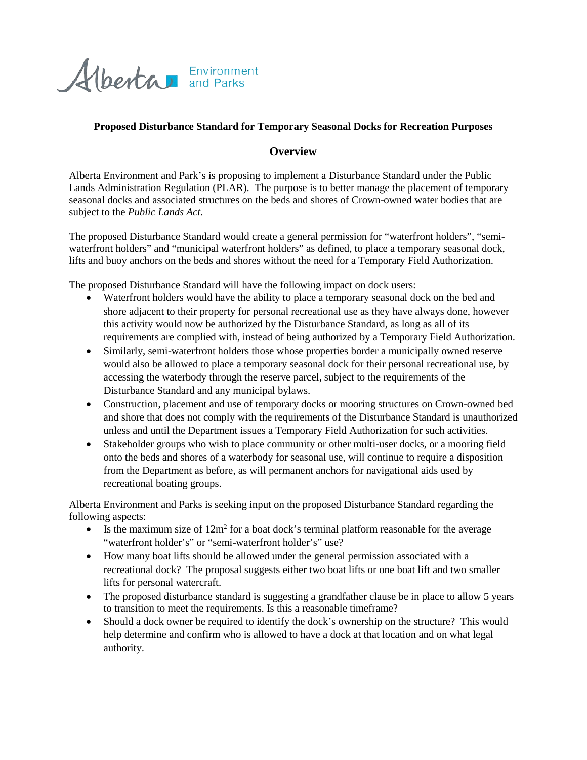Alberta Environment and Parks

**Proposed Disturbance Standard for Temporary Seasonal Docks for Recreation Purposes**

## Overview

Alberta Environment and Park's is proposing to implement a Disturbance Standard under the Public Lands Administration Regulation (PLAR). The purpose is to better manage the placement of temporary seasonal docks and associated structures on the beds and shores of Crown-owned water bodies that are subject to the *Public Lands Act*.

The proposed Disturbance Standard would create a general permission for "waterfront holders", "semi-waterfront holders" and "municipal waterfront holders" as defined, to place a temporary seasonal dock, lifts and buoy anchors on the beds and shores without the need for a Temporary Field Authorization.

The proposed Disturbance Standard will have the following impact on dock users:

- Waterfront holders would have the ability to place a temporary seasonal dock on the bed and shore adjacent to their property for personal recreational use as they have always done, however this activity would now be authorized by the Disturbance Standard, as long as all of its requirements are complied with, instead of being authorized by a Temporary Field Authorization.
- Similarly, semi-waterfront holders those whose properties border a municipally owned reserve would also be allowed to place a temporary seasonal dock for their personal recreational use, by accessing the waterbody through the reserve parcel, subject to the requirements of the Disturbance Standard and any municipal bylaws.
- Construction, placement and use of temporary docks or mooring structures on Crown-owned bed and shore that does not comply with the requirements of the Disturbance Standard is unauthorized unless and until the Department issues a Temporary Field Authorization for such activities.
- Stakeholder groups who wish to place community or other multi-user docks, or a mooring field onto the beds and shores of a waterbody for seasonal use, will continue to require a disposition from the Department as before, as will permanent anchors for navigational aids used by recreational boating groups.

Alberta Environment and Parks is seeking input on the proposed Disturbance Standard regarding the following aspects:

- Is the maximum size of $12m^2$ for a boat dock's terminal platform reasonable for the average "waterfront holder's" or "semi-waterfront holder's" use?
- How many boat lifts should be allowed under the general permission associated with a recreational dock? The proposal suggests either two boat lifts or one boat lift and two smaller lifts for personal watercraft.
- The proposed disturbance standard is suggesting a grandfather clause be in place to allow 5 years to transition to meet the requirements. Is this a reasonable timeframe?
- Should a dock owner be required to identify the dock's ownership on the structure? This would help determine and confirm who is allowed to have a dock at that location and on what legal authority.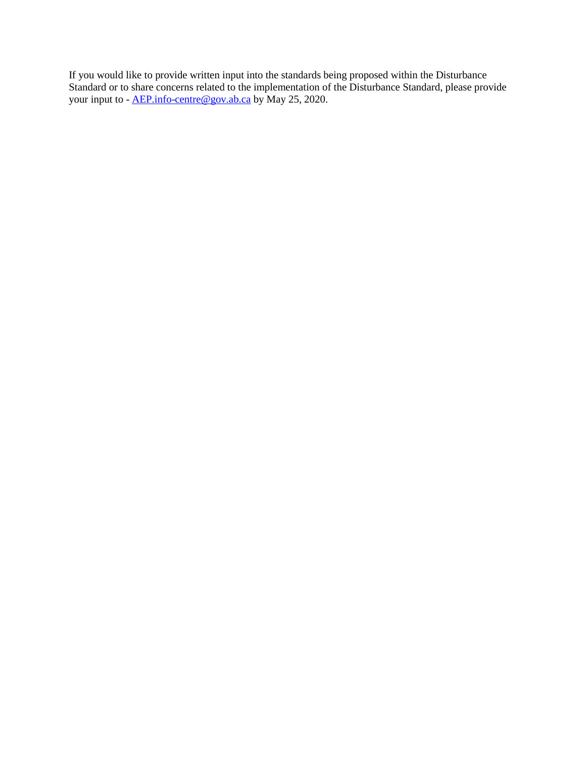If you would like to provide written input into the standards being proposed within the Disturbance Standard or to share concerns related to the implementation of the Disturbance Standard, please provide your input to - AEP.info-centre@gov.ab.ca by May 25, 2020.